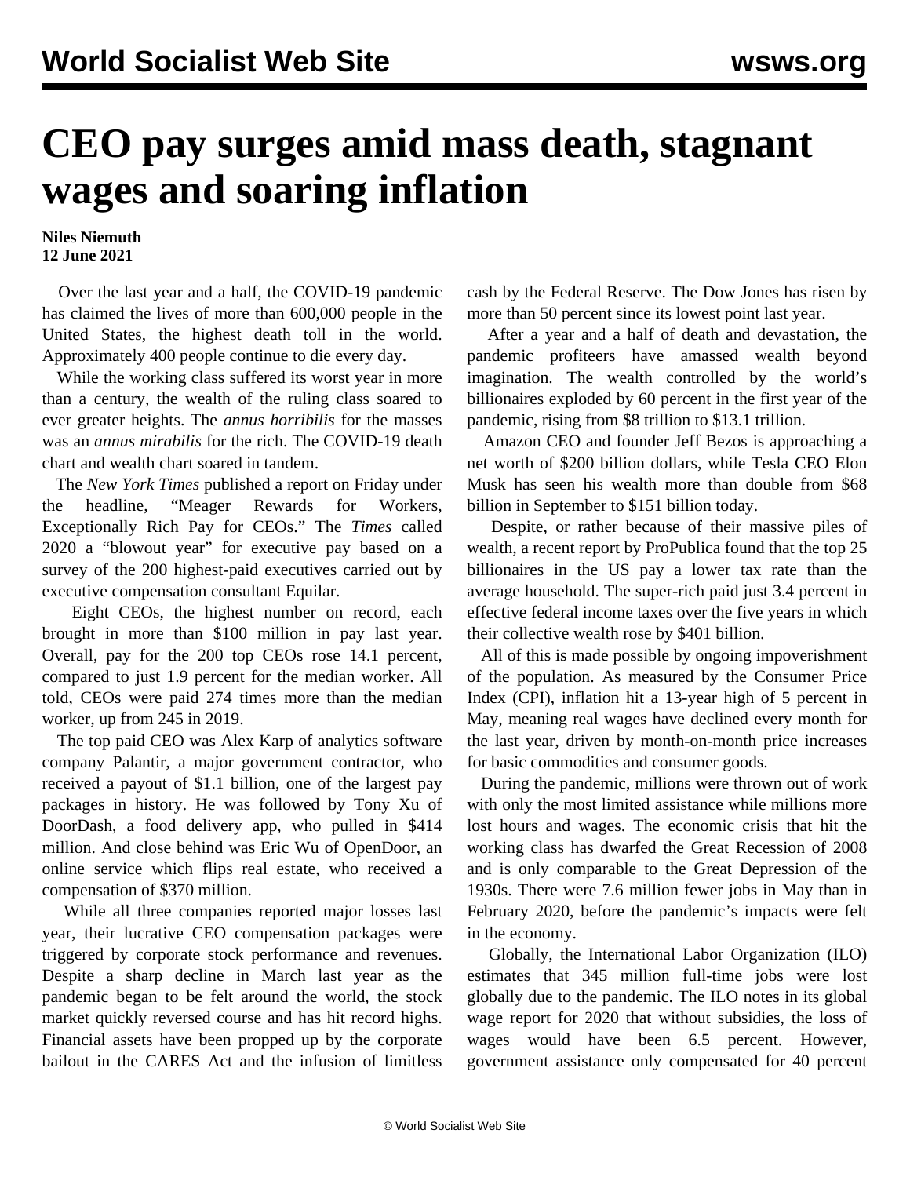# CEO pay surges amid mass death, stagnant wages and soaring inflation

**Niles Niemuth**
**12 June 2021**

Over the last year and a half, the COVID-19 pandemic has claimed the lives of more than 600,000 people in the United States, the highest death toll in the world. Approximately 400 people continue to die every day.

While the working class suffered its worst year in more than a century, the wealth of the ruling class soared to ever greater heights. The *annus horribilis* for the masses was an *annus mirabilis* for the rich. The COVID-19 death chart and wealth chart soared in tandem.

The *New York Times* published a report on Friday under the headline, "Meager Rewards for Workers, Exceptionally Rich Pay for CEOs." The *Times* called 2020 a "blowout year" for executive pay based on a survey of the 200 highest-paid executives carried out by executive compensation consultant Equilar.

Eight CEOs, the highest number on record, each brought in more than $100 million in pay last year. Overall, pay for the 200 top CEOs rose 14.1 percent, compared to just 1.9 percent for the median worker. All told, CEOs were paid 274 times more than the median worker, up from 245 in 2019.

The top paid CEO was Alex Karp of analytics software company Palantir, a major government contractor, who received a payout of $1.1 billion, one of the largest pay packages in history. He was followed by Tony Xu of DoorDash, a food delivery app, who pulled in $414 million. And close behind was Eric Wu of OpenDoor, an online service which flips real estate, who received a compensation of $370 million.

While all three companies reported major losses last year, their lucrative CEO compensation packages were triggered by corporate stock performance and revenues. Despite a sharp decline in March last year as the pandemic began to be felt around the world, the stock market quickly reversed course and has hit record highs. Financial assets have been propped up by the corporate bailout in the CARES Act and the infusion of limitless cash by the Federal Reserve. The Dow Jones has risen by more than 50 percent since its lowest point last year.

After a year and a half of death and devastation, the pandemic profiteers have amassed wealth beyond imagination. The wealth controlled by the world's billionaires exploded by 60 percent in the first year of the pandemic, rising from $8 trillion to $13.1 trillion.

Amazon CEO and founder Jeff Bezos is approaching a net worth of $200 billion dollars, while Tesla CEO Elon Musk has seen his wealth more than double from $68 billion in September to $151 billion today.

Despite, or rather because of their massive piles of wealth, a recent report by ProPublica found that the top 25 billionaires in the US pay a lower tax rate than the average household. The super-rich paid just 3.4 percent in effective federal income taxes over the five years in which their collective wealth rose by $401 billion.

All of this is made possible by ongoing impoverishment of the population. As measured by the Consumer Price Index (CPI), inflation hit a 13-year high of 5 percent in May, meaning real wages have declined every month for the last year, driven by month-on-month price increases for basic commodities and consumer goods.

During the pandemic, millions were thrown out of work with only the most limited assistance while millions more lost hours and wages. The economic crisis that hit the working class has dwarfed the Great Recession of 2008 and is only comparable to the Great Depression of the 1930s. There were 7.6 million fewer jobs in May than in February 2020, before the pandemic's impacts were felt in the economy.

Globally, the International Labor Organization (ILO) estimates that 345 million full-time jobs were lost globally due to the pandemic. The ILO notes in its global wage report for 2020 that without subsidies, the loss of wages would have been 6.5 percent. However, government assistance only compensated for 40 percent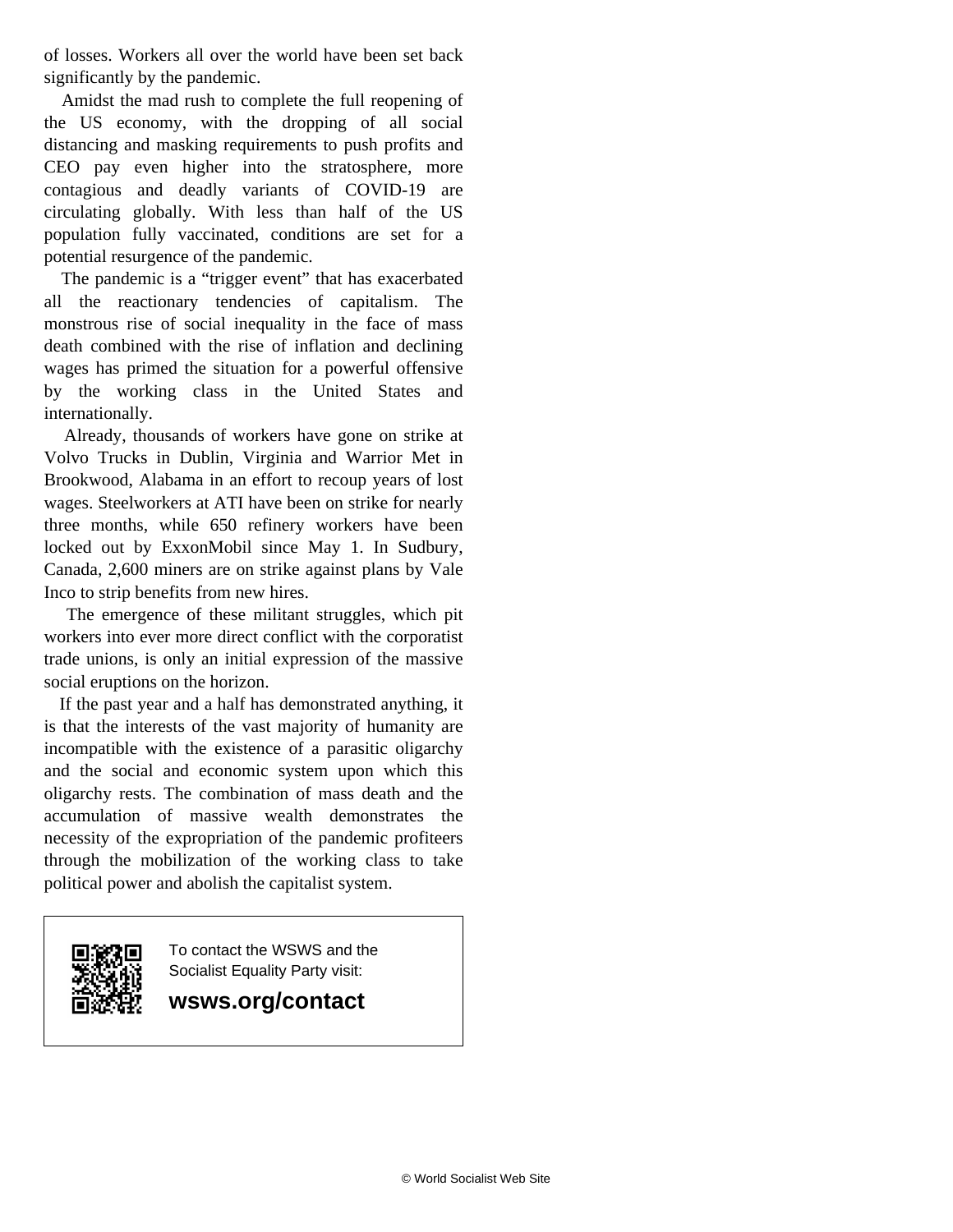of losses. Workers all over the world have been set back significantly by the pandemic.

Amidst the mad rush to complete the full reopening of the US economy, with the dropping of all social distancing and masking requirements to push profits and CEO pay even higher into the stratosphere, more contagious and deadly variants of COVID-19 are circulating globally. With less than half of the US population fully vaccinated, conditions are set for a potential resurgence of the pandemic.

The pandemic is a "trigger event" that has exacerbated all the reactionary tendencies of capitalism. The monstrous rise of social inequality in the face of mass death combined with the rise of inflation and declining wages has primed the situation for a powerful offensive by the working class in the United States and internationally.

Already, thousands of workers have gone on strike at Volvo Trucks in Dublin, Virginia and Warrior Met in Brookwood, Alabama in an effort to recoup years of lost wages. Steelworkers at ATI have been on strike for nearly three months, while 650 refinery workers have been locked out by ExxonMobil since May 1. In Sudbury, Canada, 2,600 miners are on strike against plans by Vale Inco to strip benefits from new hires.

The emergence of these militant struggles, which pit workers into ever more direct conflict with the corporatist trade unions, is only an initial expression of the massive social eruptions on the horizon.

If the past year and a half has demonstrated anything, it is that the interests of the vast majority of humanity are incompatible with the existence of a parasitic oligarchy and the social and economic system upon which this oligarchy rests. The combination of mass death and the accumulation of massive wealth demonstrates the necessity of the expropriation of the pandemic profiteers through the mobilization of the working class to take political power and abolish the capitalist system.

To contact the WSWS and the Socialist Equality Party visit:

**wsws.org/contact**